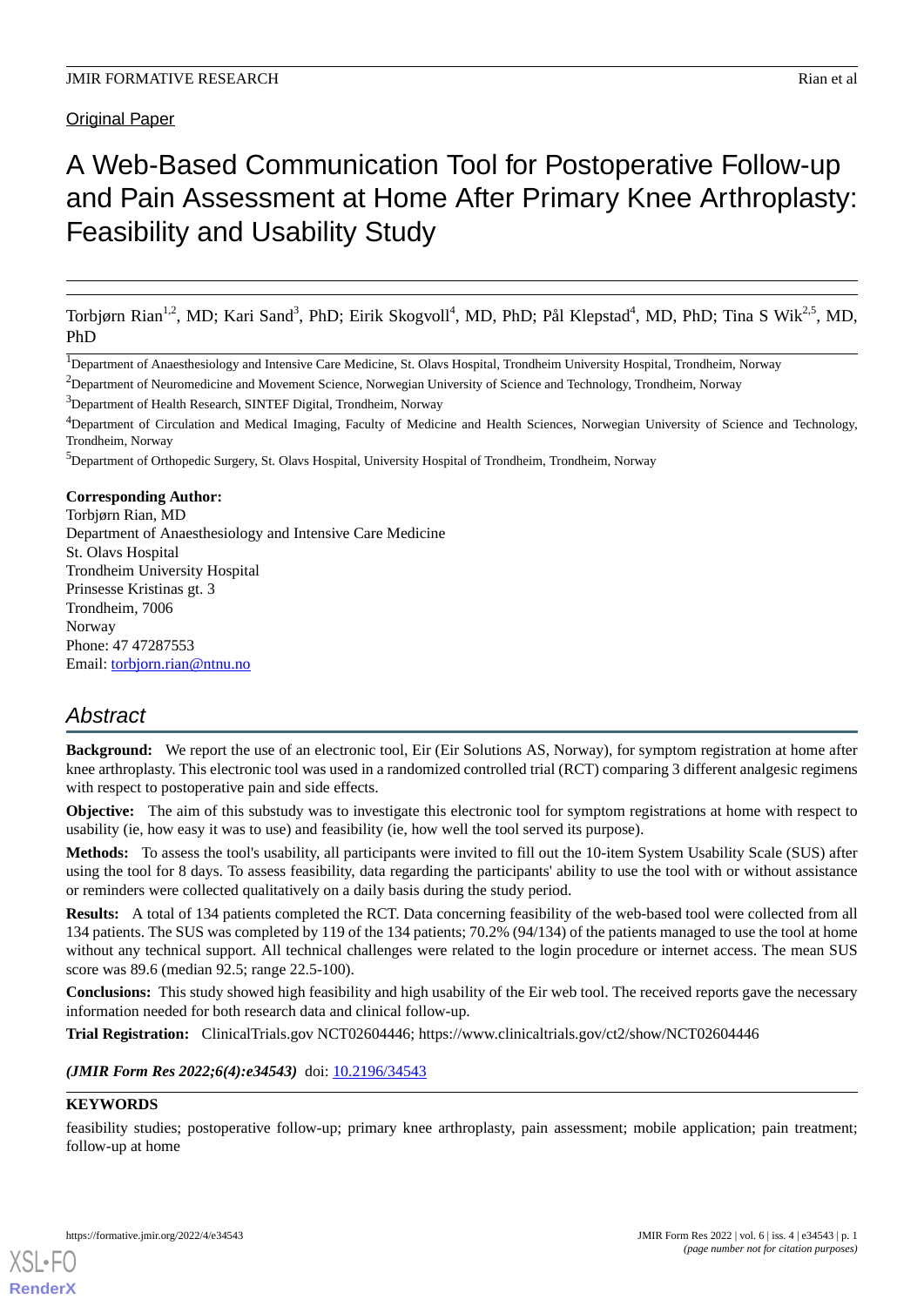Original Paper

# A Web-Based Communication Tool for Postoperative Follow-up and Pain Assessment at Home After Primary Knee Arthroplasty: Feasibility and Usability Study

Torbjørn Rian[1,2], MD; Kari Sand[3], PhD; Eirik Skogvoll[4], MD, PhD; Pål Klepstad[4], MD, PhD; Tina S Wik[2,5], MD, PhD

[1]Department of Anaesthesiology and Intensive Care Medicine, St. Olavs Hospital, Trondheim University Hospital, Trondheim, Norway

[2]Department of Neuromedicine and Movement Science, Norwegian University of Science and Technology, Trondheim, Norway

[3]Department of Health Research, SINTEF Digital, Trondheim, Norway

[4]Department of Circulation and Medical Imaging, Faculty of Medicine and Health Sciences, Norwegian University of Science and Technology, Trondheim, Norway

[5]Department of Orthopedic Surgery, St. Olavs Hospital, University Hospital of Trondheim, Trondheim, Norway

**Corresponding Author:**
Torbjørn Rian, MD
Department of Anaesthesiology and Intensive Care Medicine
St. Olavs Hospital
Trondheim University Hospital
Prinsesse Kristinas gt. 3
Trondheim, 7006
Norway
Phone: 47 47287553
Email: torbjorn.rian@ntnu.no

## Abstract

**Background:** We report the use of an electronic tool, Eir (Eir Solutions AS, Norway), for symptom registration at home after knee arthroplasty. This electronic tool was used in a randomized controlled trial (RCT) comparing 3 different analgesic regimens with respect to postoperative pain and side effects.

**Objective:** The aim of this substudy was to investigate this electronic tool for symptom registrations at home with respect to usability (ie, how easy it was to use) and feasibility (ie, how well the tool served its purpose).

**Methods:** To assess the tool's usability, all participants were invited to fill out the 10-item System Usability Scale (SUS) after using the tool for 8 days. To assess feasibility, data regarding the participants' ability to use the tool with or without assistance or reminders were collected qualitatively on a daily basis during the study period.

**Results:** A total of 134 patients completed the RCT. Data concerning feasibility of the web-based tool were collected from all 134 patients. The SUS was completed by 119 of the 134 patients; 70.2% (94/134) of the patients managed to use the tool at home without any technical support. All technical challenges were related to the login procedure or internet access. The mean SUS score was 89.6 (median 92.5; range 22.5-100).

**Conclusions:** This study showed high feasibility and high usability of the Eir web tool. The received reports gave the necessary information needed for both research data and clinical follow-up.

**Trial Registration:** ClinicalTrials.gov NCT02604446; https://www.clinicaltrials.gov/ct2/show/NCT02604446

***(JMIR Form Res 2022;6(4):e34543)*** doi: 10.2196/34543

**KEYWORDS**

feasibility studies; postoperative follow-up; primary knee arthroplasty, pain assessment; mobile application; pain treatment; follow-up at home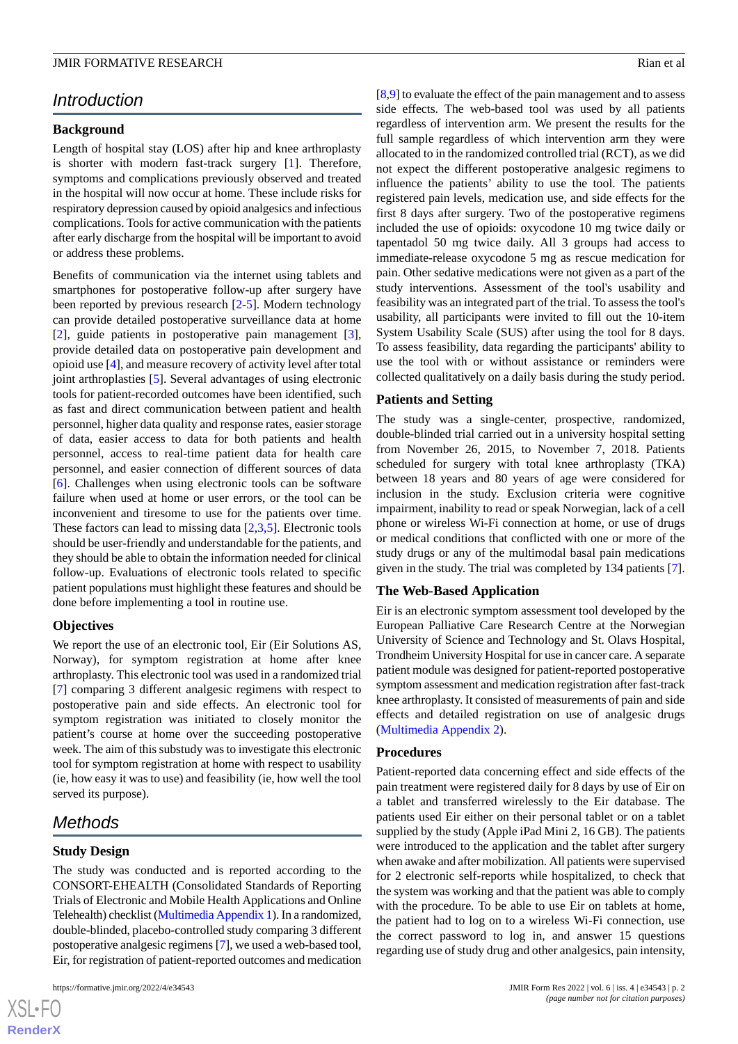## Introduction

### Background

Length of hospital stay (LOS) after hip and knee arthroplasty is shorter with modern fast-track surgery [1]. Therefore, symptoms and complications previously observed and treated in the hospital will now occur at home. These include risks for respiratory depression caused by opioid analgesics and infectious complications. Tools for active communication with the patients after early discharge from the hospital will be important to avoid or address these problems.

Benefits of communication via the internet using tablets and smartphones for postoperative follow-up after surgery have been reported by previous research [2-5]. Modern technology can provide detailed postoperative surveillance data at home [2], guide patients in postoperative pain management [3], provide detailed data on postoperative pain development and opioid use [4], and measure recovery of activity level after total joint arthroplasties [5]. Several advantages of using electronic tools for patient-recorded outcomes have been identified, such as fast and direct communication between patient and health personnel, higher data quality and response rates, easier storage of data, easier access to data for both patients and health personnel, access to real-time patient data for health care personnel, and easier connection of different sources of data [6]. Challenges when using electronic tools can be software failure when used at home or user errors, or the tool can be inconvenient and tiresome to use for the patients over time. These factors can lead to missing data [2,3,5]. Electronic tools should be user-friendly and understandable for the patients, and they should be able to obtain the information needed for clinical follow-up. Evaluations of electronic tools related to specific patient populations must highlight these features and should be done before implementing a tool in routine use.

### Objectives

We report the use of an electronic tool, Eir (Eir Solutions AS, Norway), for symptom registration at home after knee arthroplasty. This electronic tool was used in a randomized trial [7] comparing 3 different analgesic regimens with respect to postoperative pain and side effects. An electronic tool for symptom registration was initiated to closely monitor the patient's course at home over the succeeding postoperative week. The aim of this substudy was to investigate this electronic tool for symptom registration at home with respect to usability (ie, how easy it was to use) and feasibility (ie, how well the tool served its purpose).

## Methods

### Study Design

The study was conducted and is reported according to the CONSORT-EHEALTH (Consolidated Standards of Reporting Trials of Electronic and Mobile Health Applications and Online Telehealth) checklist (Multimedia Appendix 1). In a randomized, double-blinded, placebo-controlled study comparing 3 different postoperative analgesic regimens [7], we used a web-based tool, Eir, for registration of patient-reported outcomes and medication [8,9] to evaluate the effect of the pain management and to assess side effects. The web-based tool was used by all patients regardless of intervention arm. We present the results for the full sample regardless of which intervention arm they were allocated to in the randomized controlled trial (RCT), as we did not expect the different postoperative analgesic regimens to influence the patients' ability to use the tool. The patients registered pain levels, medication use, and side effects for the first 8 days after surgery. Two of the postoperative regimens included the use of opioids: oxycodone 10 mg twice daily or tapentadol 50 mg twice daily. All 3 groups had access to immediate-release oxycodone 5 mg as rescue medication for pain. Other sedative medications were not given as a part of the study interventions. Assessment of the tool's usability and feasibility was an integrated part of the trial. To assess the tool's usability, all participants were invited to fill out the 10-item System Usability Scale (SUS) after using the tool for 8 days. To assess feasibility, data regarding the participants' ability to use the tool with or without assistance or reminders were collected qualitatively on a daily basis during the study period.

### Patients and Setting

The study was a single-center, prospective, randomized, double-blinded trial carried out in a university hospital setting from November 26, 2015, to November 7, 2018. Patients scheduled for surgery with total knee arthroplasty (TKA) between 18 years and 80 years of age were considered for inclusion in the study. Exclusion criteria were cognitive impairment, inability to read or speak Norwegian, lack of a cell phone or wireless Wi-Fi connection at home, or use of drugs or medical conditions that conflicted with one or more of the study drugs or any of the multimodal basal pain medications given in the study. The trial was completed by 134 patients [7].

### The Web-Based Application

Eir is an electronic symptom assessment tool developed by the European Palliative Care Research Centre at the Norwegian University of Science and Technology and St. Olavs Hospital, Trondheim University Hospital for use in cancer care. A separate patient module was designed for patient-reported postoperative symptom assessment and medication registration after fast-track knee arthroplasty. It consisted of measurements of pain and side effects and detailed registration on use of analgesic drugs (Multimedia Appendix 2).

### Procedures

Patient-reported data concerning effect and side effects of the pain treatment were registered daily for 8 days by use of Eir on a tablet and transferred wirelessly to the Eir database. The patients used Eir either on their personal tablet or on a tablet supplied by the study (Apple iPad Mini 2, 16 GB). The patients were introduced to the application and the tablet after surgery when awake and after mobilization. All patients were supervised for 2 electronic self-reports while hospitalized, to check that the system was working and that the patient was able to comply with the procedure. To be able to use Eir on tablets at home, the patient had to log on to a wireless Wi-Fi connection, use the correct password to log in, and answer 15 questions regarding use of study drug and other analgesics, pain intensity,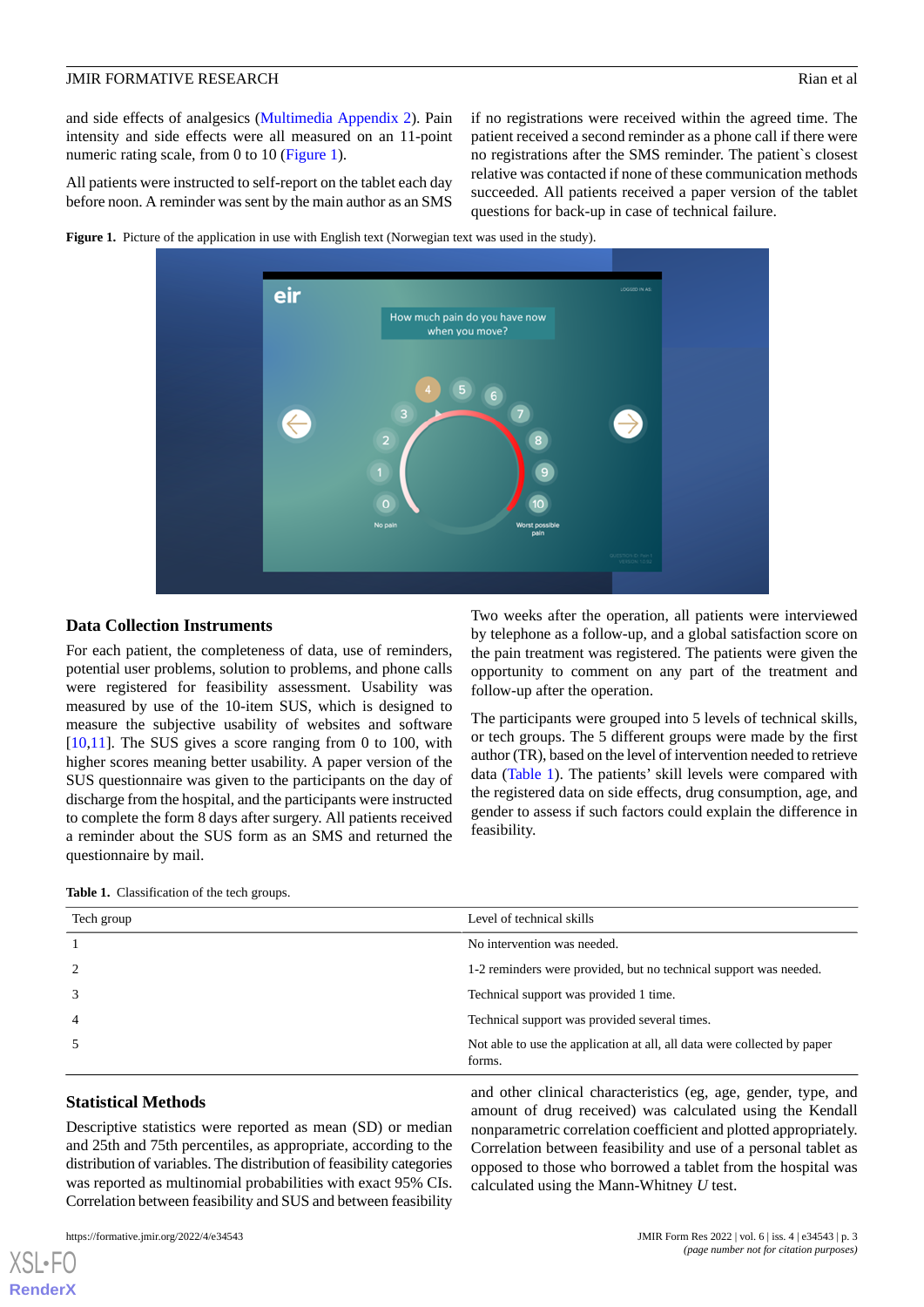and side effects of analgesics (Multimedia Appendix 2). Pain intensity and side effects were all measured on an 11-point numeric rating scale, from 0 to 10 (Figure 1).

All patients were instructed to self-report on the tablet each day before noon. A reminder was sent by the main author as an SMS if no registrations were received within the agreed time. The patient received a second reminder as a phone call if there were no registrations after the SMS reminder. The patient`s closest relative was contacted if none of these communication methods succeeded. All patients received a paper version of the tablet questions for back-up in case of technical failure.

**Figure 1.** Picture of the application in use with English text (Norwegian text was used in the study).

## Data Collection Instruments

For each patient, the completeness of data, use of reminders, potential user problems, solution to problems, and phone calls were registered for feasibility assessment. Usability was measured by use of the 10-item SUS, which is designed to measure the subjective usability of websites and software [10,11]. The SUS gives a score ranging from 0 to 100, with higher scores meaning better usability. A paper version of the SUS questionnaire was given to the participants on the day of discharge from the hospital, and the participants were instructed to complete the form 8 days after surgery. All patients received a reminder about the SUS form as an SMS and returned the questionnaire by mail.

Two weeks after the operation, all patients were interviewed by telephone as a follow-up, and a global satisfaction score on the pain treatment was registered. The patients were given the opportunity to comment on any part of the treatment and follow-up after the operation.

The participants were grouped into 5 levels of technical skills, or tech groups. The 5 different groups were made by the first author (TR), based on the level of intervention needed to retrieve data (Table 1). The patients' skill levels were compared with the registered data on side effects, drug consumption, age, and gender to assess if such factors could explain the difference in feasibility.

**Table 1.** Classification of the tech groups.

| Tech group | Level of technical skills |
|---|---|
| 1 | No intervention was needed. |
| 2 | 1-2 reminders were provided, but no technical support was needed. |
| 3 | Technical support was provided 1 time. |
| 4 | Technical support was provided several times. |
| 5 | Not able to use the application at all, all data were collected by paper forms. |

## Statistical Methods

Descriptive statistics were reported as mean (SD) or median and 25th and 75th percentiles, as appropriate, according to the distribution of variables. The distribution of feasibility categories was reported as multinomial probabilities with exact 95% CIs. Correlation between feasibility and SUS and between feasibility and other clinical characteristics (eg, age, gender, type, and amount of drug received) was calculated using the Kendall nonparametric correlation coefficient and plotted appropriately. Correlation between feasibility and use of a personal tablet as opposed to those who borrowed a tablet from the hospital was calculated using the Mann-Whitney *U* test.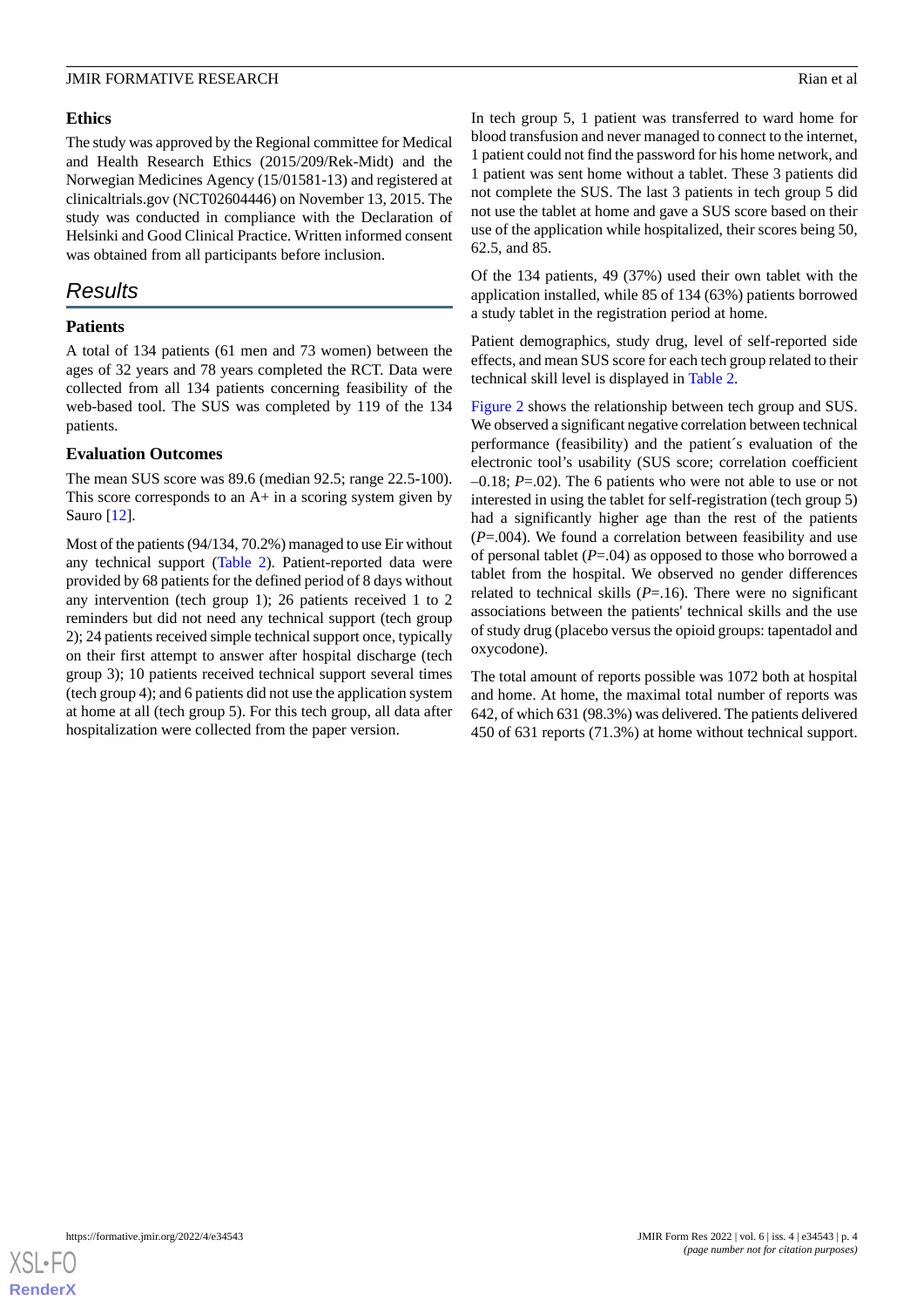### Ethics

The study was approved by the Regional committee for Medical and Health Research Ethics (2015/209/Rek-Midt) and the Norwegian Medicines Agency (15/01581-13) and registered at clinicaltrials.gov (NCT02604446) on November 13, 2015. The study was conducted in compliance with the Declaration of Helsinki and Good Clinical Practice. Written informed consent was obtained from all participants before inclusion.

## Results

### Patients

A total of 134 patients (61 men and 73 women) between the ages of 32 years and 78 years completed the RCT. Data were collected from all 134 patients concerning feasibility of the web-based tool. The SUS was completed by 119 of the 134 patients.

### Evaluation Outcomes

The mean SUS score was 89.6 (median 92.5; range 22.5-100). This score corresponds to an A+ in a scoring system given by Sauro [12].

Most of the patients (94/134, 70.2%) managed to use Eir without any technical support (Table 2). Patient-reported data were provided by 68 patients for the defined period of 8 days without any intervention (tech group 1); 26 patients received 1 to 2 reminders but did not need any technical support (tech group 2); 24 patients received simple technical support once, typically on their first attempt to answer after hospital discharge (tech group 3); 10 patients received technical support several times (tech group 4); and 6 patients did not use the application system at home at all (tech group 5). For this tech group, all data after hospitalization were collected from the paper version.

In tech group 5, 1 patient was transferred to ward home for blood transfusion and never managed to connect to the internet, 1 patient could not find the password for his home network, and 1 patient was sent home without a tablet. These 3 patients did not complete the SUS. The last 3 patients in tech group 5 did not use the tablet at home and gave a SUS score based on their use of the application while hospitalized, their scores being 50, 62.5, and 85.

Of the 134 patients, 49 (37%) used their own tablet with the application installed, while 85 of 134 (63%) patients borrowed a study tablet in the registration period at home.

Patient demographics, study drug, level of self-reported side effects, and mean SUS score for each tech group related to their technical skill level is displayed in Table 2.

Figure 2 shows the relationship between tech group and SUS. We observed a significant negative correlation between technical performance (feasibility) and the patient´s evaluation of the electronic tool's usability (SUS score; correlation coefficient –0.18; *P*=.02). The 6 patients who were not able to use or not interested in using the tablet for self-registration (tech group 5) had a significantly higher age than the rest of the patients (*P*=.004). We found a correlation between feasibility and use of personal tablet (*P*=.04) as opposed to those who borrowed a tablet from the hospital. We observed no gender differences related to technical skills (*P*=.16). There were no significant associations between the patients' technical skills and the use of study drug (placebo versus the opioid groups: tapentadol and oxycodone).

The total amount of reports possible was 1072 both at hospital and home. At home, the maximal total number of reports was 642, of which 631 (98.3%) was delivered. The patients delivered 450 of 631 reports (71.3%) at home without technical support.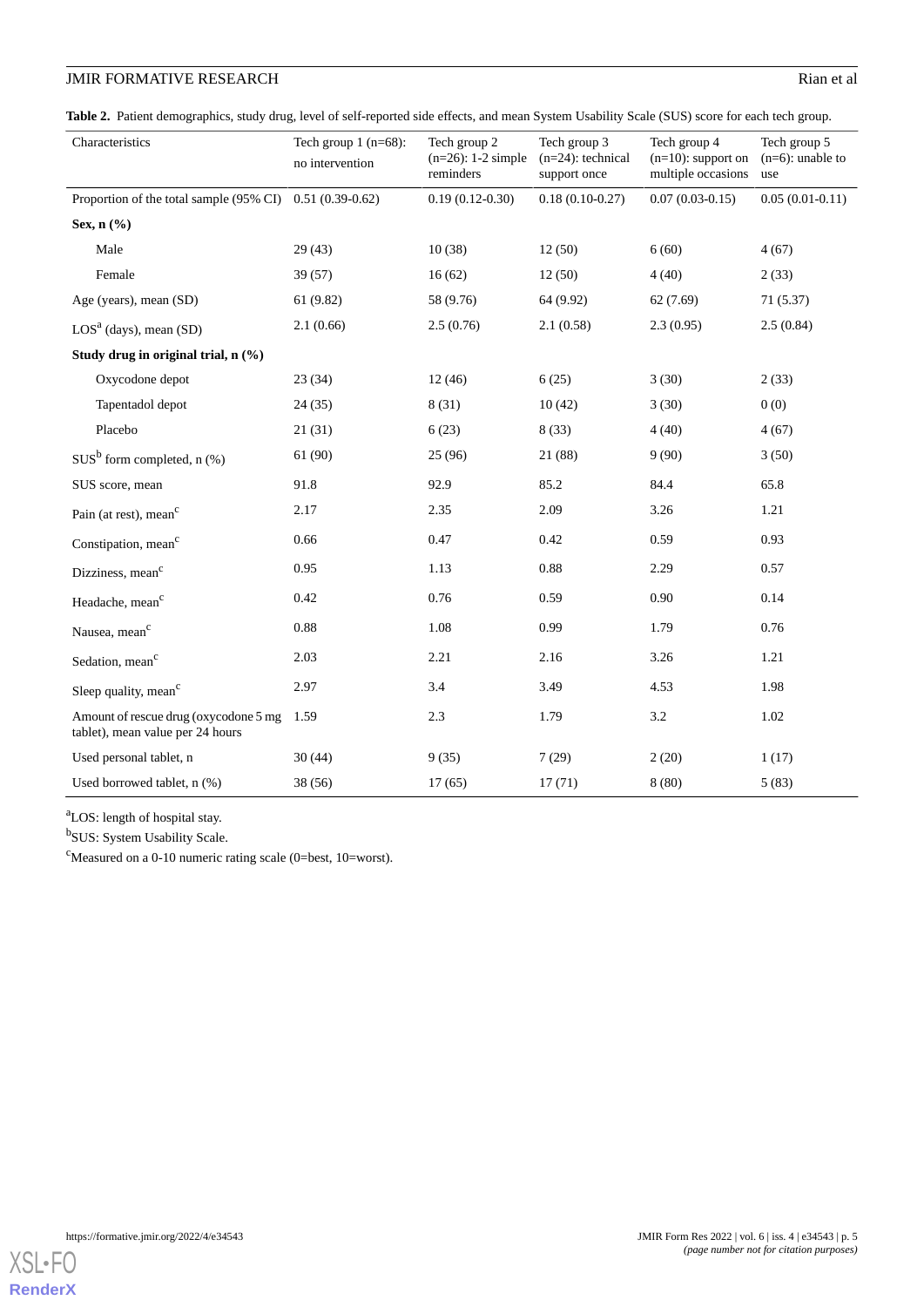**Table 2.** Patient demographics, study drug, level of self-reported side effects, and mean System Usability Scale (SUS) score for each tech group.

| Characteristics | Tech group 1 (n=68): no intervention | Tech group 2 (n=26): 1-2 simple reminders | Tech group 3 (n=24): technical support once | Tech group 4 (n=10): support on multiple occasions | Tech group 5 (n=6): unable to use |
|---|---|---|---|---|---|
| Proportion of the total sample (95% CI) | 0.51 (0.39-0.62) | 0.19 (0.12-0.30) | 0.18 (0.10-0.27) | 0.07 (0.03-0.15) | 0.05 (0.01-0.11) |
| **Sex, n (%)** | | | | | |
| Male | 29 (43) | 10 (38) | 12 (50) | 6 (60) | 4 (67) |
| Female | 39 (57) | 16 (62) | 12 (50) | 4 (40) | 2 (33) |
| Age (years), mean (SD) | 61 (9.82) | 58 (9.76) | 64 (9.92) | 62 (7.69) | 71 (5.37) |
| LOS[a] (days), mean (SD) | 2.1 (0.66) | 2.5 (0.76) | 2.1 (0.58) | 2.3 (0.95) | 2.5 (0.84) |
| **Study drug in original trial, n (%)** | | | | | |
| Oxycodone depot | 23 (34) | 12 (46) | 6 (25) | 3 (30) | 2 (33) |
| Tapentadol depot | 24 (35) | 8 (31) | 10 (42) | 3 (30) | 0 (0) |
| Placebo | 21 (31) | 6 (23) | 8 (33) | 4 (40) | 4 (67) |
| SUS[b] form completed, n (%) | 61 (90) | 25 (96) | 21 (88) | 9 (90) | 3 (50) |
| SUS score, mean | 91.8 | 92.9 | 85.2 | 84.4 | 65.8 |
| Pain (at rest), mean[c] | 2.17 | 2.35 | 2.09 | 3.26 | 1.21 |
| Constipation, mean[c] | 0.66 | 0.47 | 0.42 | 0.59 | 0.93 |
| Dizziness, mean[c] | 0.95 | 1.13 | 0.88 | 2.29 | 0.57 |
| Headache, mean[c] | 0.42 | 0.76 | 0.59 | 0.90 | 0.14 |
| Nausea, mean[c] | 0.88 | 1.08 | 0.99 | 1.79 | 0.76 |
| Sedation, mean[c] | 2.03 | 2.21 | 2.16 | 3.26 | 1.21 |
| Sleep quality, mean[c] | 2.97 | 3.4 | 3.49 | 4.53 | 1.98 |
| Amount of rescue drug (oxycodone 5 mg tablet), mean value per 24 hours | 1.59 | 2.3 | 1.79 | 3.2 | 1.02 |
| Used personal tablet, n | 30 (44) | 9 (35) | 7 (29) | 2 (20) | 1 (17) |
| Used borrowed tablet, n (%) | 38 (56) | 17 (65) | 17 (71) | 8 (80) | 5 (83) |

[a]LOS: length of hospital stay.

[b]SUS: System Usability Scale.

[c]Measured on a 0-10 numeric rating scale (0=best, 10=worst).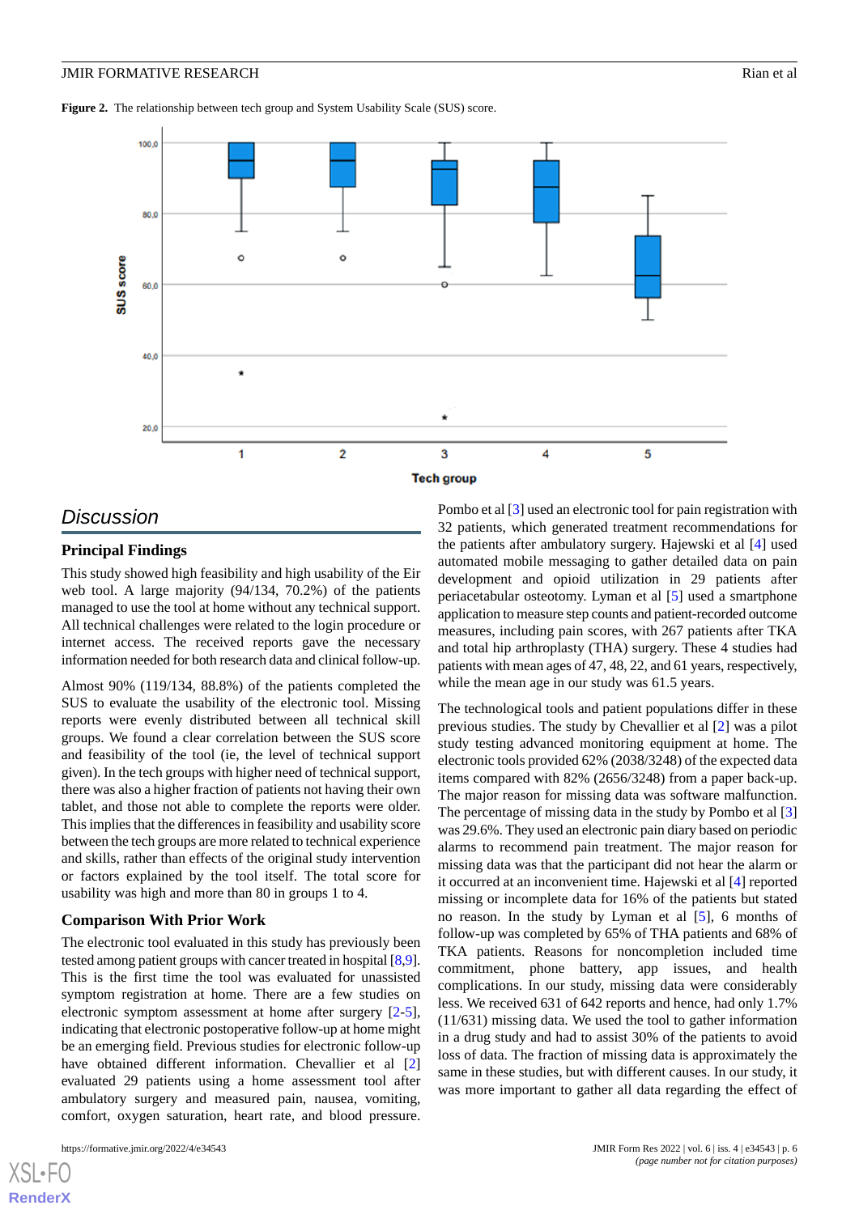**Figure 2.** The relationship between tech group and System Usability Scale (SUS) score.

## Discussion

### Principal Findings

This study showed high feasibility and high usability of the Eir web tool. A large majority (94/134, 70.2%) of the patients managed to use the tool at home without any technical support. All technical challenges were related to the login procedure or internet access. The received reports gave the necessary information needed for both research data and clinical follow-up.

Almost 90% (119/134, 88.8%) of the patients completed the SUS to evaluate the usability of the electronic tool. Missing reports were evenly distributed between all technical skill groups. We found a clear correlation between the SUS score and feasibility of the tool (ie, the level of technical support given). In the tech groups with higher need of technical support, there was also a higher fraction of patients not having their own tablet, and those not able to complete the reports were older. This implies that the differences in feasibility and usability score between the tech groups are more related to technical experience and skills, rather than effects of the original study intervention or factors explained by the tool itself. The total score for usability was high and more than 80 in groups 1 to 4.

### Comparison With Prior Work

The electronic tool evaluated in this study has previously been tested among patient groups with cancer treated in hospital [8,9]. This is the first time the tool was evaluated for unassisted symptom registration at home. There are a few studies on electronic symptom assessment at home after surgery [2-5], indicating that electronic postoperative follow-up at home might be an emerging field. Previous studies for electronic follow-up have obtained different information. Chevallier et al [2] evaluated 29 patients using a home assessment tool after ambulatory surgery and measured pain, nausea, vomiting, comfort, oxygen saturation, heart rate, and blood pressure. Pombo et al [3] used an electronic tool for pain registration with 32 patients, which generated treatment recommendations for the patients after ambulatory surgery. Hajewski et al [4] used automated mobile messaging to gather detailed data on pain development and opioid utilization in 29 patients after periacetabular osteotomy. Lyman et al [5] used a smartphone application to measure step counts and patient-recorded outcome measures, including pain scores, with 267 patients after TKA and total hip arthroplasty (THA) surgery. These 4 studies had patients with mean ages of 47, 48, 22, and 61 years, respectively, while the mean age in our study was 61.5 years.

The technological tools and patient populations differ in these previous studies. The study by Chevallier et al [2] was a pilot study testing advanced monitoring equipment at home. The electronic tools provided 62% (2038/3248) of the expected data items compared with 82% (2656/3248) from a paper back-up. The major reason for missing data was software malfunction. The percentage of missing data in the study by Pombo et al [3] was 29.6%. They used an electronic pain diary based on periodic alarms to recommend pain treatment. The major reason for missing data was that the participant did not hear the alarm or it occurred at an inconvenient time. Hajewski et al [4] reported missing or incomplete data for 16% of the patients but stated no reason. In the study by Lyman et al [5], 6 months of follow-up was completed by 65% of THA patients and 68% of TKA patients. Reasons for noncompletion included time commitment, phone battery, app issues, and health complications. In our study, missing data were considerably less. We received 631 of 642 reports and hence, had only 1.7% (11/631) missing data. We used the tool to gather information in a drug study and had to assist 30% of the patients to avoid loss of data. The fraction of missing data is approximately the same in these studies, but with different causes. In our study, it was more important to gather all data regarding the effect of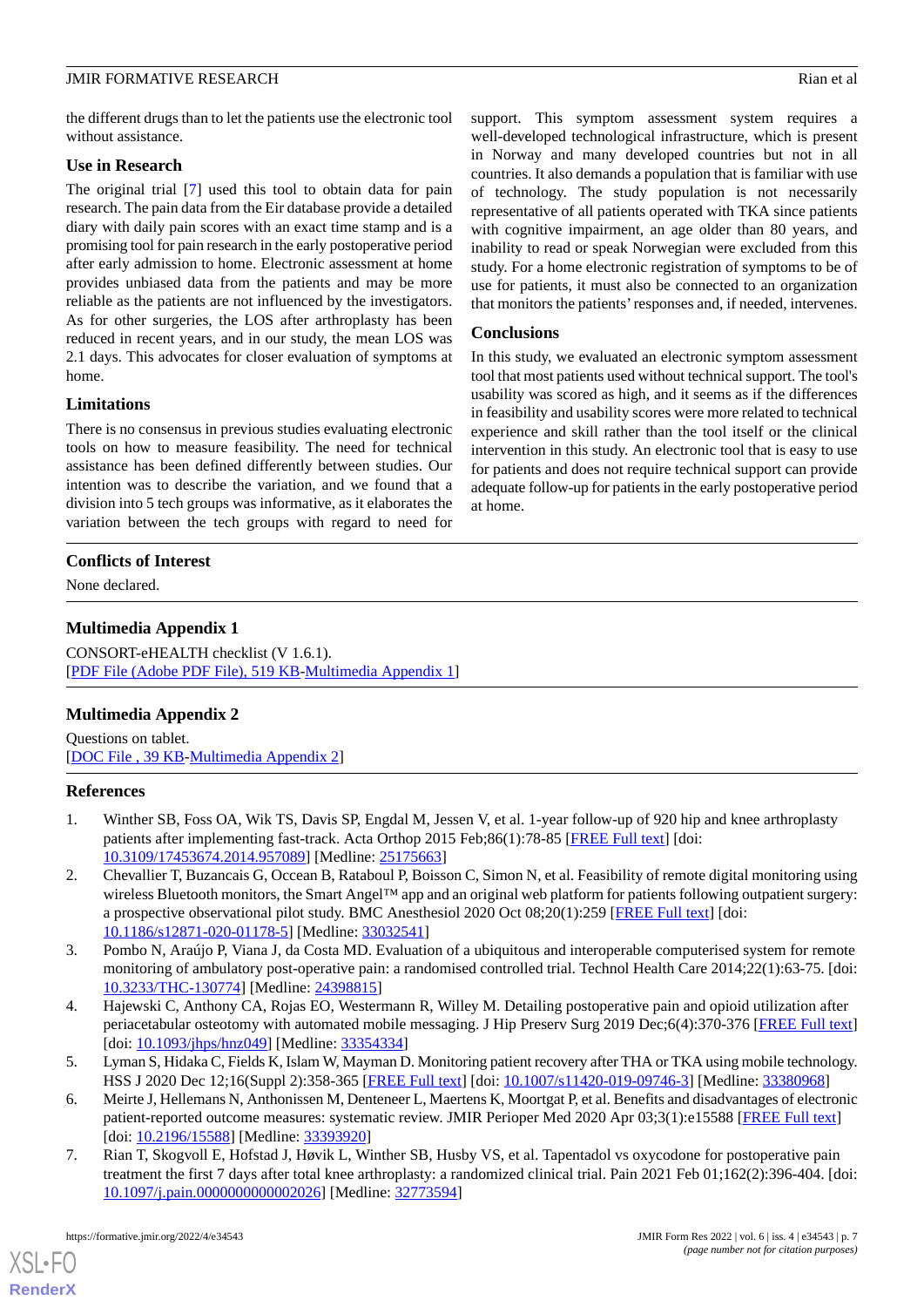the different drugs than to let the patients use the electronic tool without assistance.

### Use in Research

The original trial [7] used this tool to obtain data for pain research. The pain data from the Eir database provide a detailed diary with daily pain scores with an exact time stamp and is a promising tool for pain research in the early postoperative period after early admission to home. Electronic assessment at home provides unbiased data from the patients and may be more reliable as the patients are not influenced by the investigators. As for other surgeries, the LOS after arthroplasty has been reduced in recent years, and in our study, the mean LOS was 2.1 days. This advocates for closer evaluation of symptoms at home.

### Limitations

There is no consensus in previous studies evaluating electronic tools on how to measure feasibility. The need for technical assistance has been defined differently between studies. Our intention was to describe the variation, and we found that a division into 5 tech groups was informative, as it elaborates the variation between the tech groups with regard to need for support. This symptom assessment system requires a well-developed technological infrastructure, which is present in Norway and many developed countries but not in all countries. It also demands a population that is familiar with use of technology. The study population is not necessarily representative of all patients operated with TKA since patients with cognitive impairment, an age older than 80 years, and inability to read or speak Norwegian were excluded from this study. For a home electronic registration of symptoms to be of use for patients, it must also be connected to an organization that monitors the patients' responses and, if needed, intervenes.

### Conclusions

In this study, we evaluated an electronic symptom assessment tool that most patients used without technical support. The tool's usability was scored as high, and it seems as if the differences in feasibility and usability scores were more related to technical experience and skill rather than the tool itself or the clinical intervention in this study. An electronic tool that is easy to use for patients and does not require technical support can provide adequate follow-up for patients in the early postoperative period at home.

## Conflicts of Interest

None declared.

## Multimedia Appendix 1

CONSORT-eHEALTH checklist (V 1.6.1).
[PDF File (Adobe PDF File), 519 KB-Multimedia Appendix 1]

## Multimedia Appendix 2

Questions on tablet.
[DOC File , 39 KB-Multimedia Appendix 2]

## References

1. Winther SB, Foss OA, Wik TS, Davis SP, Engdal M, Jessen V, et al. 1-year follow-up of 920 hip and knee arthroplasty patients after implementing fast-track. Acta Orthop 2015 Feb;86(1):78-85 [FREE Full text] [doi: 10.3109/17453674.2014.957089] [Medline: 25175663]
2. Chevallier T, Buzancais G, Occean B, Rataboul P, Boisson C, Simon N, et al. Feasibility of remote digital monitoring using wireless Bluetooth monitors, the Smart Angel™ app and an original web platform for patients following outpatient surgery: a prospective observational pilot study. BMC Anesthesiol 2020 Oct 08;20(1):259 [FREE Full text] [doi: 10.1186/s12871-020-01178-5] [Medline: 33032541]
3. Pombo N, Araújo P, Viana J, da Costa MD. Evaluation of a ubiquitous and interoperable computerised system for remote monitoring of ambulatory post-operative pain: a randomised controlled trial. Technol Health Care 2014;22(1):63-75. [doi: 10.3233/THC-130774] [Medline: 24398815]
4. Hajewski C, Anthony CA, Rojas EO, Westermann R, Willey M. Detailing postoperative pain and opioid utilization after periacetabular osteotomy with automated mobile messaging. J Hip Preserv Surg 2019 Dec;6(4):370-376 [FREE Full text] [doi: 10.1093/jhps/hnz049] [Medline: 33354334]
5. Lyman S, Hidaka C, Fields K, Islam W, Mayman D. Monitoring patient recovery after THA or TKA using mobile technology. HSS J 2020 Dec 12;16(Suppl 2):358-365 [FREE Full text] [doi: 10.1007/s11420-019-09746-3] [Medline: 33380968]
6. Meirte J, Hellemans N, Anthonissen M, Denteneer L, Maertens K, Moortgat P, et al. Benefits and disadvantages of electronic patient-reported outcome measures: systematic review. JMIR Perioper Med 2020 Apr 03;3(1):e15588 [FREE Full text] [doi: 10.2196/15588] [Medline: 33393920]
7. Rian T, Skogvoll E, Hofstad J, Høvik L, Winther SB, Husby VS, et al. Tapentadol vs oxycodone for postoperative pain treatment the first 7 days after total knee arthroplasty: a randomized clinical trial. Pain 2021 Feb 01;162(2):396-404. [doi: 10.1097/j.pain.0000000000002026] [Medline: 32773594]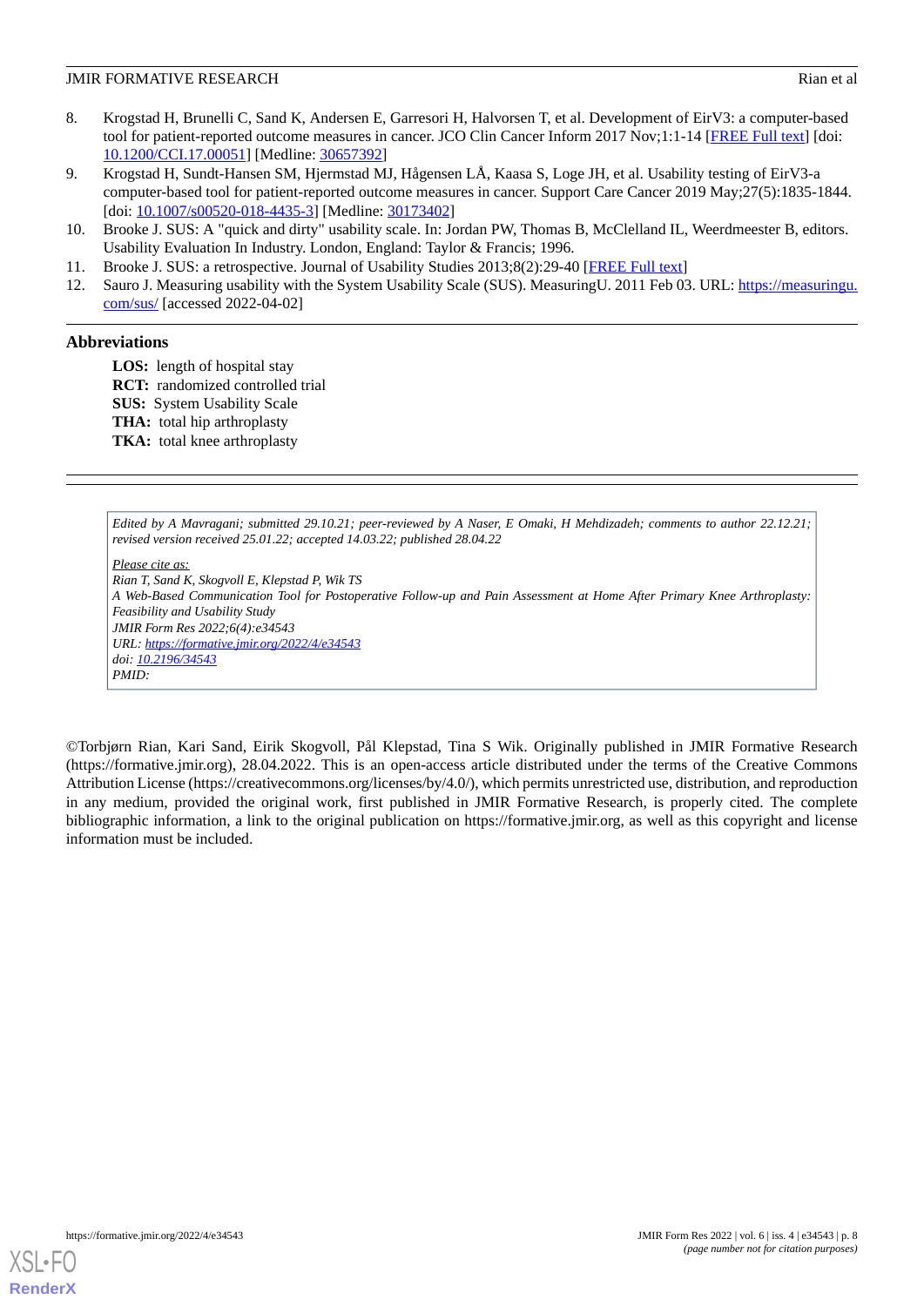8. Krogstad H, Brunelli C, Sand K, Andersen E, Garresori H, Halvorsen T, et al. Development of EirV3: a computer-based tool for patient-reported outcome measures in cancer. JCO Clin Cancer Inform 2017 Nov;1:1-14 [FREE Full text] [doi: 10.1200/CCI.17.00051] [Medline: 30657392]
9. Krogstad H, Sundt-Hansen SM, Hjermstad MJ, Hågensen LÅ, Kaasa S, Loge JH, et al. Usability testing of EirV3-a computer-based tool for patient-reported outcome measures in cancer. Support Care Cancer 2019 May;27(5):1835-1844. [doi: 10.1007/s00520-018-4435-3] [Medline: 30173402]
10. Brooke J. SUS: A "quick and dirty" usability scale. In: Jordan PW, Thomas B, McClelland IL, Weerdmeester B, editors. Usability Evaluation In Industry. London, England: Taylor & Francis; 1996.
11. Brooke J. SUS: a retrospective. Journal of Usability Studies 2013;8(2):29-40 [FREE Full text]
12. Sauro J. Measuring usability with the System Usability Scale (SUS). MeasuringU. 2011 Feb 03. URL: https://measuringu.com/sus/ [accessed 2022-04-02]

## Abbreviations

**LOS:** length of hospital stay
**RCT:** randomized controlled trial
**SUS:** System Usability Scale
**THA:** total hip arthroplasty
**TKA:** total knee arthroplasty

---

*Edited by A Mavragani; submitted 29.10.21; peer-reviewed by A Naser, E Omaki, H Mehdizadeh; comments to author 22.12.21; revised version received 25.01.22; accepted 14.03.22; published 28.04.22*

*Please cite as:*
*Rian T, Sand K, Skogvoll E, Klepstad P, Wik TS*
*A Web-Based Communication Tool for Postoperative Follow-up and Pain Assessment at Home After Primary Knee Arthroplasty: Feasibility and Usability Study*
*JMIR Form Res 2022;6(4):e34543*
*URL: https://formative.jmir.org/2022/4/e34543*
*doi: 10.2196/34543*
*PMID:*

©Torbjørn Rian, Kari Sand, Eirik Skogvoll, Pål Klepstad, Tina S Wik. Originally published in JMIR Formative Research (https://formative.jmir.org), 28.04.2022. This is an open-access article distributed under the terms of the Creative Commons Attribution License (https://creativecommons.org/licenses/by/4.0/), which permits unrestricted use, distribution, and reproduction in any medium, provided the original work, first published in JMIR Formative Research, is properly cited. The complete bibliographic information, a link to the original publication on https://formative.jmir.org, as well as this copyright and license information must be included.